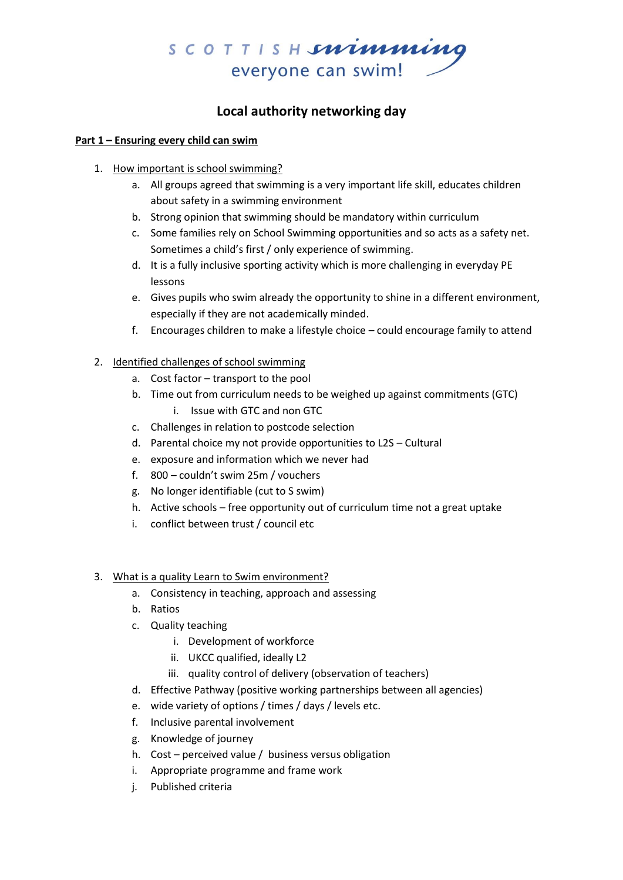SCOTTISH swimming
everyone can swim!

# Local authority networking day

## Part 1 – Ensuring every child can swim

1. How important is school swimming?
   a. All groups agreed that swimming is a very important life skill, educates children about safety in a swimming environment
   b. Strong opinion that swimming should be mandatory within curriculum
   c. Some families rely on School Swimming opportunities and so acts as a safety net. Sometimes a child's first / only experience of swimming.
   d. It is a fully inclusive sporting activity which is more challenging in everyday PE lessons
   e. Gives pupils who swim already the opportunity to shine in a different environment, especially if they are not academically minded.
   f. Encourages children to make a lifestyle choice – could encourage family to attend

2. Identified challenges of school swimming
   a. Cost factor – transport to the pool
   b. Time out from curriculum needs to be weighed up against commitments (GTC)
      i. Issue with GTC and non GTC
   c. Challenges in relation to postcode selection
   d. Parental choice my not provide opportunities to L2S – Cultural
   e. exposure and information which we never had
   f. 800 – couldn't swim 25m / vouchers
   g. No longer identifiable (cut to S swim)
   h. Active schools – free opportunity out of curriculum time not a great uptake
   i. conflict between trust / council etc

3. What is a quality Learn to Swim environment?
   a. Consistency in teaching, approach and assessing
   b. Ratios
   c. Quality teaching
      i. Development of workforce
      ii. UKCC qualified, ideally L2
      iii. quality control of delivery (observation of teachers)
   d. Effective Pathway (positive working partnerships between all agencies)
   e. wide variety of options / times / days / levels etc.
   f. Inclusive parental involvement
   g. Knowledge of journey
   h. Cost – perceived value / business versus obligation
   i. Appropriate programme and frame work
   j. Published criteria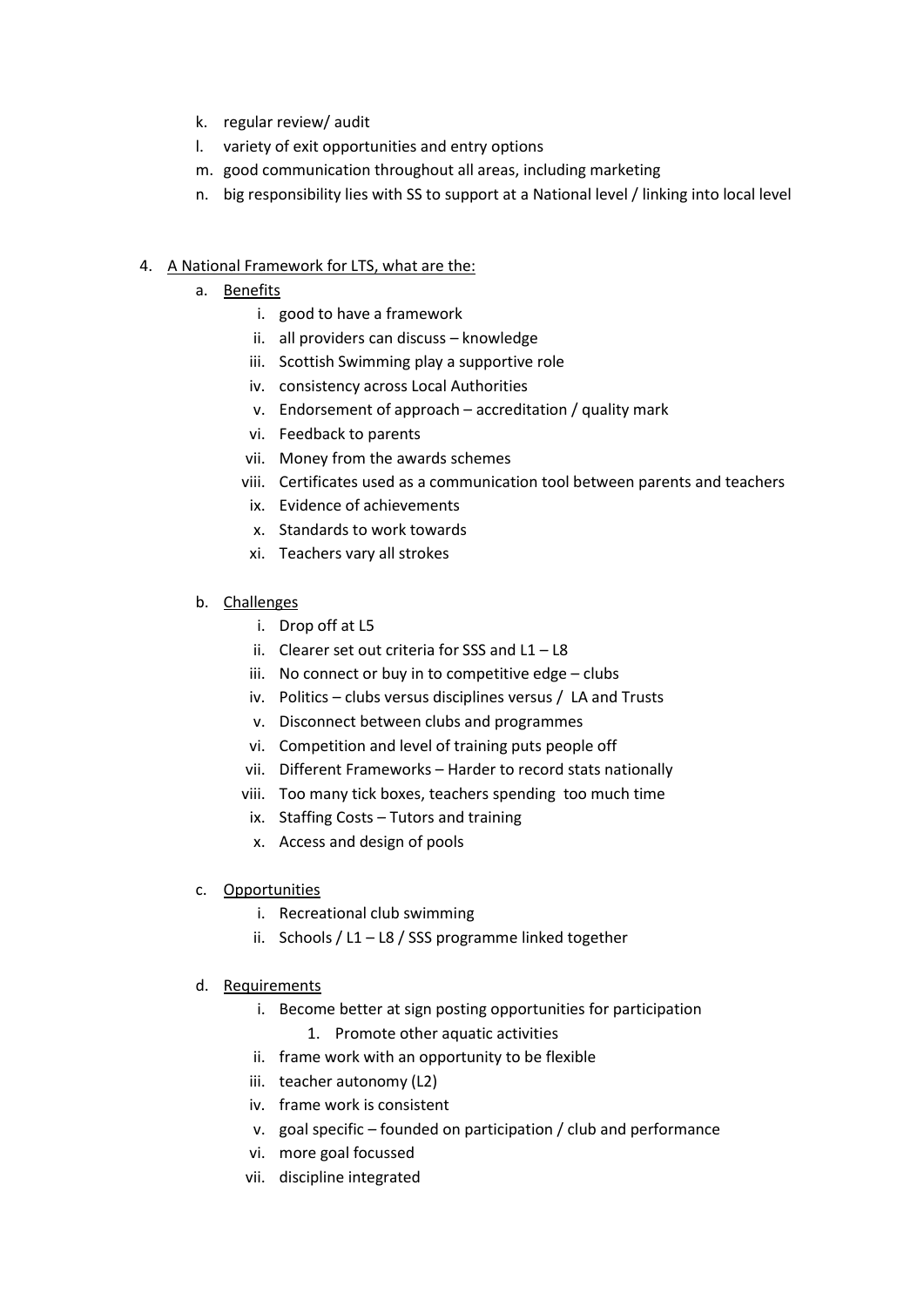k. regular review/ audit
l. variety of exit opportunities and entry options
m. good communication throughout all areas, including marketing
n. big responsibility lies with SS to support at a National level / linking into local level

4. <u>A National Framework for LTS, what are the:</u>
   a. <u>Benefits</u>
      i. good to have a framework
      ii. all providers can discuss – knowledge
      iii. Scottish Swimming play a supportive role
      iv. consistency across Local Authorities
      v. Endorsement of approach – accreditation / quality mark
      vi. Feedback to parents
      vii. Money from the awards schemes
      viii. Certificates used as a communication tool between parents and teachers
      ix. Evidence of achievements
      x. Standards to work towards
      xi. Teachers vary all strokes

   b. <u>Challenges</u>
      i. Drop off at L5
      ii. Clearer set out criteria for SSS and L1 – L8
      iii. No connect or buy in to competitive edge – clubs
      iv. Politics – clubs versus disciplines versus / LA and Trusts
      v. Disconnect between clubs and programmes
      vi. Competition and level of training puts people off
      vii. Different Frameworks – Harder to record stats nationally
      viii. Too many tick boxes, teachers spending too much time
      ix. Staffing Costs – Tutors and training
      x. Access and design of pools

   c. <u>Opportunities</u>
      i. Recreational club swimming
      ii. Schools / L1 – L8 / SSS programme linked together

   d. <u>Requirements</u>
      i. Become better at sign posting opportunities for participation
         1. Promote other aquatic activities
      ii. frame work with an opportunity to be flexible
      iii. teacher autonomy (L2)
      iv. frame work is consistent
      v. goal specific – founded on participation / club and performance
      vi. more goal focussed
      vii. discipline integrated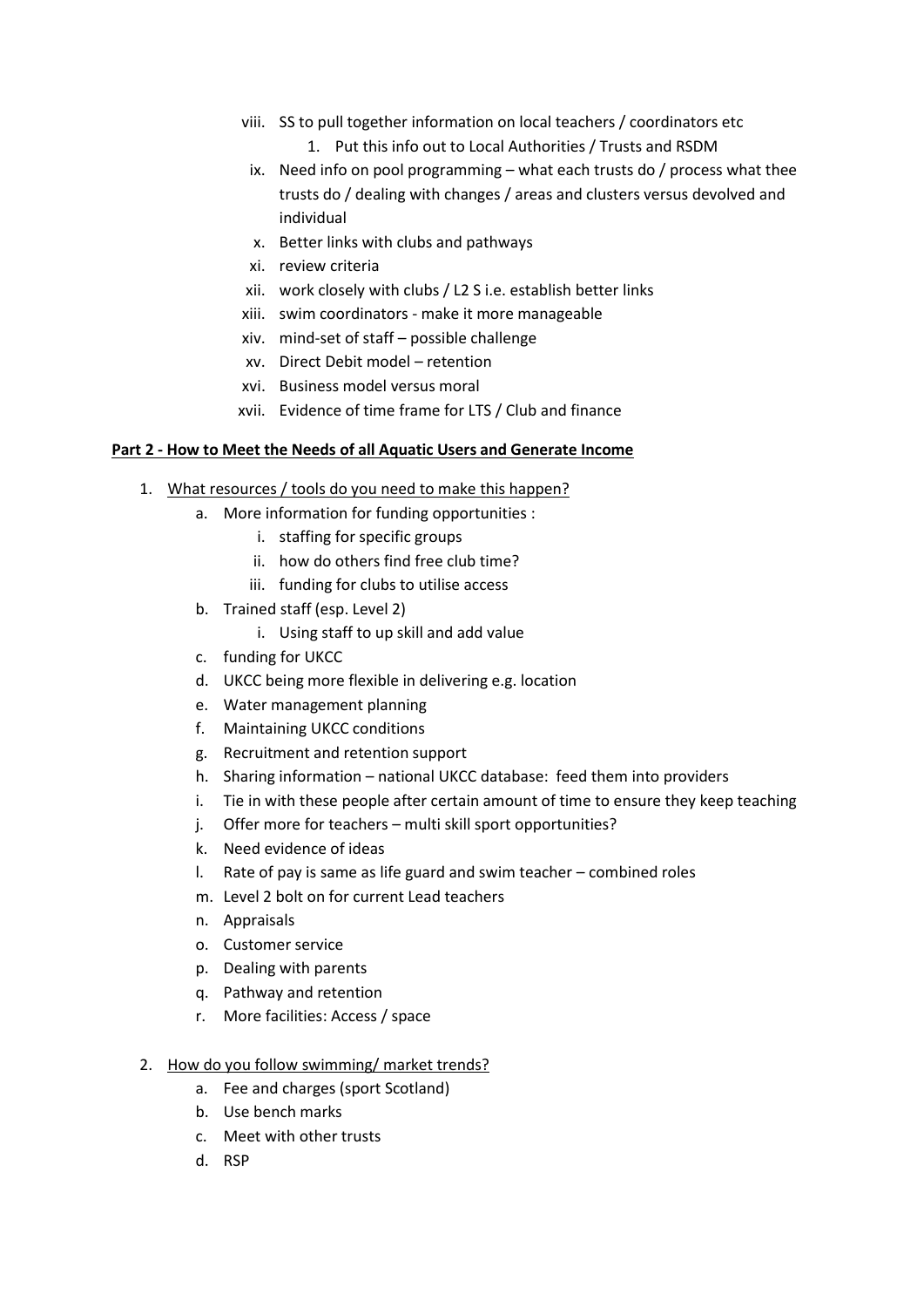viii. SS to pull together information on local teachers / coordinators etc
    1. Put this info out to Local Authorities / Trusts and RSDM
ix. Need info on pool programming – what each trusts do / process what thee trusts do / dealing with changes / areas and clusters versus devolved and individual
x. Better links with clubs and pathways
xi. review criteria
xii. work closely with clubs / L2 S i.e. establish better links
xiii. swim coordinators - make it more manageable
xiv. mind-set of staff – possible challenge
xv. Direct Debit model – retention
xvi. Business model versus moral
xvii. Evidence of time frame for LTS / Club and finance

**Part 2 - How to Meet the Needs of all Aquatic Users and Generate Income**

1. What resources / tools do you need to make this happen?
    a. More information for funding opportunities :
        i. staffing for specific groups
        ii. how do others find free club time?
        iii. funding for clubs to utilise access
    b. Trained staff (esp. Level 2)
        i. Using staff to up skill and add value
    c. funding for UKCC
    d. UKCC being more flexible in delivering e.g. location
    e. Water management planning
    f. Maintaining UKCC conditions
    g. Recruitment and retention support
    h. Sharing information – national UKCC database: feed them into providers
    i. Tie in with these people after certain amount of time to ensure they keep teaching
    j. Offer more for teachers – multi skill sport opportunities?
    k. Need evidence of ideas
    l. Rate of pay is same as life guard and swim teacher – combined roles
    m. Level 2 bolt on for current Lead teachers
    n. Appraisals
    o. Customer service
    p. Dealing with parents
    q. Pathway and retention
    r. More facilities: Access / space

2. How do you follow swimming/ market trends?
    a. Fee and charges (sport Scotland)
    b. Use bench marks
    c. Meet with other trusts
    d. RSP